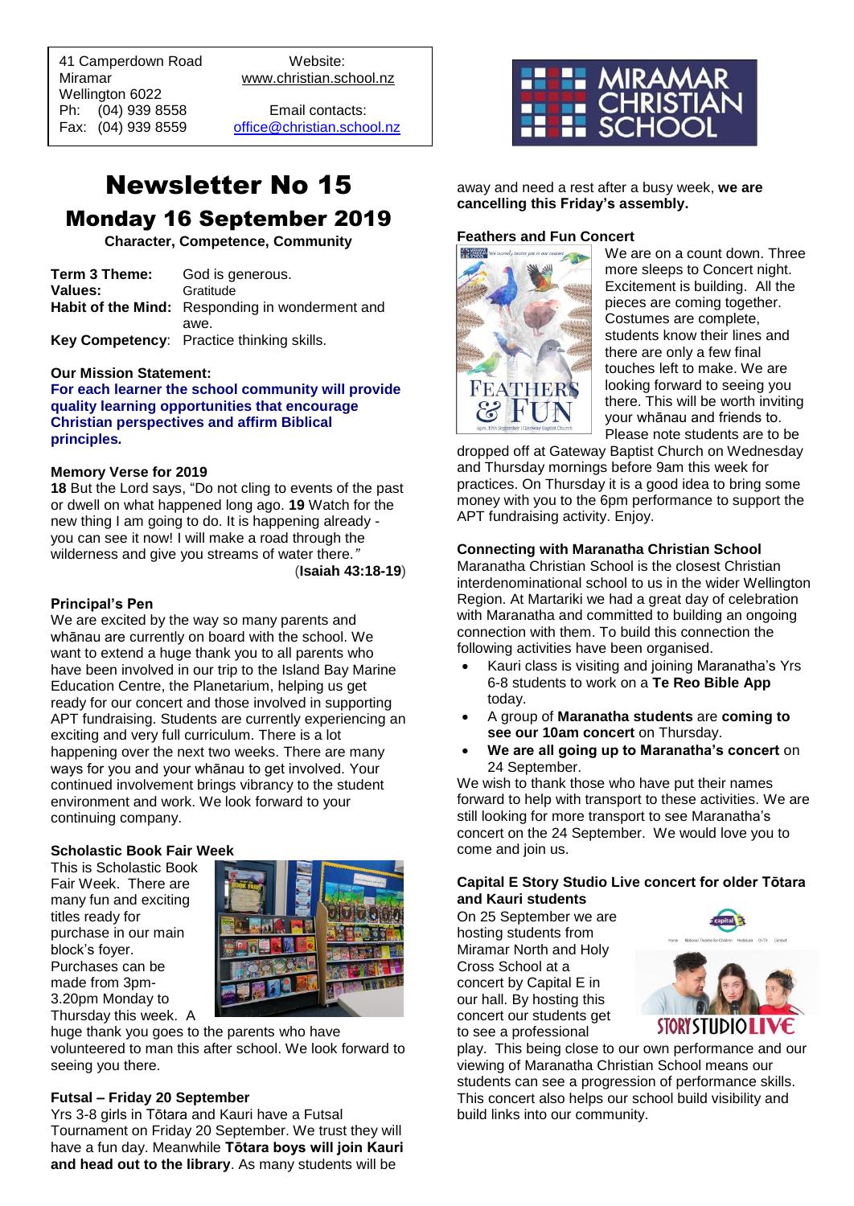41 Camperdown Road
Miramar
Wellington 6022
Ph: (04) 939 8558
Fax: (04) 939 8559

Website:
www.christian.school.nz

Email contacts:
office@christian.school.nz

# Newsletter No 15

## Monday 16 September 2019

**Character, Competence, Community**

**Term 3 Theme:** God is generous.
**Values:** Gratitude
**Habit of the Mind:** Responding in wonderment and awe.
**Key Competency**: Practice thinking skills.

**Our Mission Statement:**
**For each learner the school community will provide quality learning opportunities that encourage Christian perspectives and affirm Biblical principles.**

### Memory Verse for 2019

**18** But the Lord says, "Do not cling to events of the past or dwell on what happened long ago. **19** Watch for the new thing I am going to do. It is happening already - you can see it now! I will make a road through the wilderness and give you streams of water there.*"*
(**Isaiah 43:18-19**)

### Principal's Pen

We are excited by the way so many parents and whānau are currently on board with the school. We want to extend a huge thank you to all parents who have been involved in our trip to the Island Bay Marine Education Centre, the Planetarium, helping us get ready for our concert and those involved in supporting APT fundraising. Students are currently experiencing an exciting and very full curriculum. There is a lot happening over the next two weeks. There are many ways for you and your whānau to get involved. Your continued involvement brings vibrancy to the student environment and work. We look forward to your continuing company.

### Scholastic Book Fair Week

This is Scholastic Book Fair Week. There are many fun and exciting titles ready for purchase in our main block's foyer. Purchases can be made from 3pm-3.20pm Monday to Thursday this week. A huge thank you goes to the parents who have volunteered to man this after school. We look forward to seeing you there.

### Futsal – Friday 20 September

Yrs 3-8 girls in Tōtara and Kauri have a Futsal Tournament on Friday 20 September. We trust they will have a fun day. Meanwhile **Tōtara boys will join Kauri and head out to the library**. As many students will be away and need a rest after a busy week, **we are cancelling this Friday's assembly.**

### Feathers and Fun Concert

We are on a count down. Three more sleeps to Concert night. Excitement is building. All the pieces are coming together. Costumes are complete, students know their lines and there are only a few final touches left to make. We are looking forward to seeing you there. This will be worth inviting your whānau and friends to. Please note students are to be dropped off at Gateway Baptist Church on Wednesday and Thursday mornings before 9am this week for practices. On Thursday it is a good idea to bring some money with you to the 6pm performance to support the APT fundraising activity. Enjoy.

### Connecting with Maranatha Christian School

Maranatha Christian School is the closest Christian interdenominational school to us in the wider Wellington Region. At Martariki we had a great day of celebration with Maranatha and committed to building an ongoing connection with them. To build this connection the following activities have been organised.

- Kauri class is visiting and joining Maranatha's Yrs 6-8 students to work on a **Te Reo Bible App** today.
- A group of **Maranatha students** are **coming to see our 10am concert** on Thursday.
- **We are all going up to Maranatha's concert** on 24 September.

We wish to thank those who have put their names forward to help with transport to these activities. We are still looking for more transport to see Maranatha's concert on the 24 September. We would love you to come and join us.

### Capital E Story Studio Live concert for older Tōtara and Kauri students

On 25 September we are hosting students from Miramar North and Holy Cross School at a concert by Capital E in our hall. By hosting this concert our students get to see a professional play. This being close to our own performance and our viewing of Maranatha Christian School means our students can see a progression of performance skills. This concert also helps our school build visibility and build links into our community.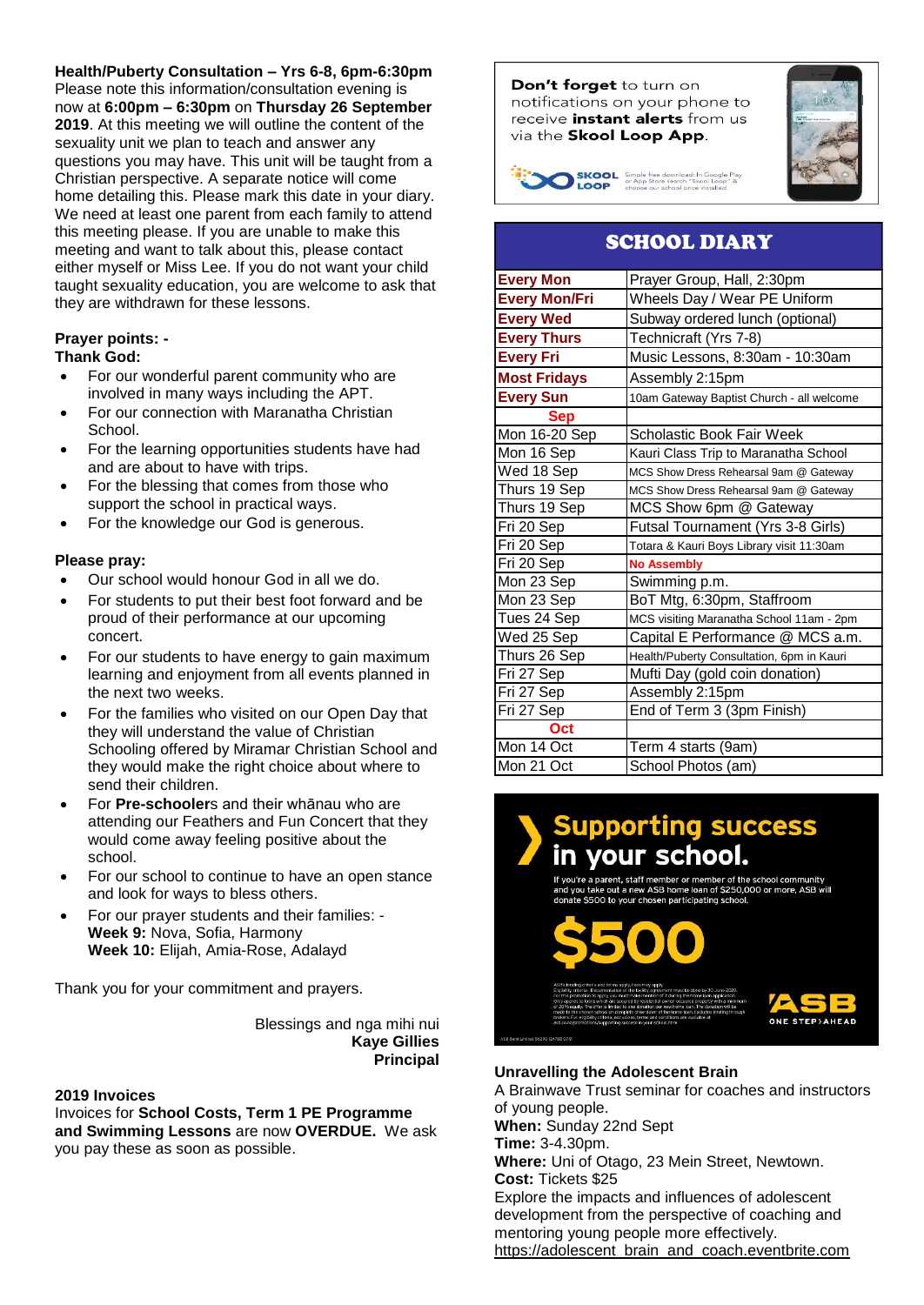**Health/Puberty Consultation – Yrs 6-8, 6pm-6:30pm**
Please note this information/consultation evening is now at **6:00pm – 6:30pm** on **Thursday 26 September 2019**. At this meeting we will outline the content of the sexuality unit we plan to teach and answer any questions you may have. This unit will be taught from a Christian perspective. A separate notice will come home detailing this. Please mark this date in your diary. We need at least one parent from each family to attend this meeting please. If you are unable to make this meeting and want to talk about this, please contact either myself or Miss Lee. If you do not want your child taught sexuality education, you are welcome to ask that they are withdrawn for these lessons.

**Prayer points: -**
**Thank God:**

- For our wonderful parent community who are involved in many ways including the APT.
- For our connection with Maranatha Christian School.
- For the learning opportunities students have had and are about to have with trips.
- For the blessing that comes from those who support the school in practical ways.
- For the knowledge our God is generous.

**Please pray:**

- Our school would honour God in all we do.
- For students to put their best foot forward and be proud of their performance at our upcoming concert.
- For our students to have energy to gain maximum learning and enjoyment from all events planned in the next two weeks.
- For the families who visited on our Open Day that they will understand the value of Christian Schooling offered by Miramar Christian School and they would make the right choice about where to send their children.
- For **Pre-schooler**s and their whānau who are attending our Feathers and Fun Concert that they would come away feeling positive about the school.
- For our school to continue to have an open stance and look for ways to bless others.
- For our prayer students and their families: -
  **Week 9:** Nova, Sofia, Harmony
  **Week 10:** Elijah, Amia-Rose, Adalayd

Thank you for your commitment and prayers.

Blessings and nga mihi nui
**Kaye Gillies**
**Principal**

**2019 Invoices**
Invoices for **School Costs, Term 1 PE Programme and Swimming Lessons** are now **OVERDUE.** We ask you pay these as soon as possible.

**Don't forget** to turn on notifications on your phone to receive **instant alerts** from us via the **Skool Loop App**.

SKOOL LOOP — Simple free download: In Google Play or App Store search "Skool Loop" & choose our school once installed

## SCHOOL DIARY

| | |
|---|---|
| **Every Mon** | Prayer Group, Hall, 2:30pm |
| **Every Mon/Fri** | Wheels Day / Wear PE Uniform |
| **Every Wed** | Subway ordered lunch (optional) |
| **Every Thurs** | Technicraft (Yrs 7-8) |
| **Every Fri** | Music Lessons, 8:30am - 10:30am |
| **Most Fridays** | Assembly 2:15pm |
| **Every Sun** | 10am Gateway Baptist Church - all welcome |
| **Sep** | |
| Mon 16-20 Sep | Scholastic Book Fair Week |
| Mon 16 Sep | Kauri Class Trip to Maranatha School |
| Wed 18 Sep | MCS Show Dress Rehearsal 9am @ Gateway |
| Thurs 19 Sep | MCS Show Dress Rehearsal 9am @ Gateway |
| Thurs 19 Sep | MCS Show 6pm @ Gateway |
| Fri 20 Sep | Futsal Tournament (Yrs 3-8 Girls) |
| Fri 20 Sep | Totara & Kauri Boys Library visit 11:30am |
| Fri 20 Sep | **No Assembly** |
| Mon 23 Sep | Swimming p.m. |
| Mon 23 Sep | BoT Mtg, 6:30pm, Staffroom |
| Tues 24 Sep | MCS visiting Maranatha School 11am - 2pm |
| Wed 25 Sep | Capital E Performance @ MCS a.m. |
| Thurs 26 Sep | Health/Puberty Consultation, 6pm in Kauri |
| Fri 27 Sep | Mufti Day (gold coin donation) |
| Fri 27 Sep | Assembly 2:15pm |
| Fri 27 Sep | End of Term 3 (3pm Finish) |
| **Oct** | |
| Mon 14 Oct | Term 4 starts (9am) |
| Mon 21 Oct | School Photos (am) |

**Supporting success in your school.**
If you're a parent, staff member or member of the school community and you take out a new ASB home loan of $250,000 or more, ASB will donate $500 to your chosen participating school.

**$500**

ASB ONE STEP AHEAD

**Unravelling the Adolescent Brain**
A Brainwave Trust seminar for coaches and instructors of young people.
**When:** Sunday 22nd Sept
**Time:** 3-4.30pm.
**Where:** Uni of Otago, 23 Mein Street, Newtown.
**Cost:** Tickets $25
Explore the impacts and influences of adolescent development from the perspective of coaching and mentoring young people more effectively.
https://adolescent_brain_and_coach.eventbrite.com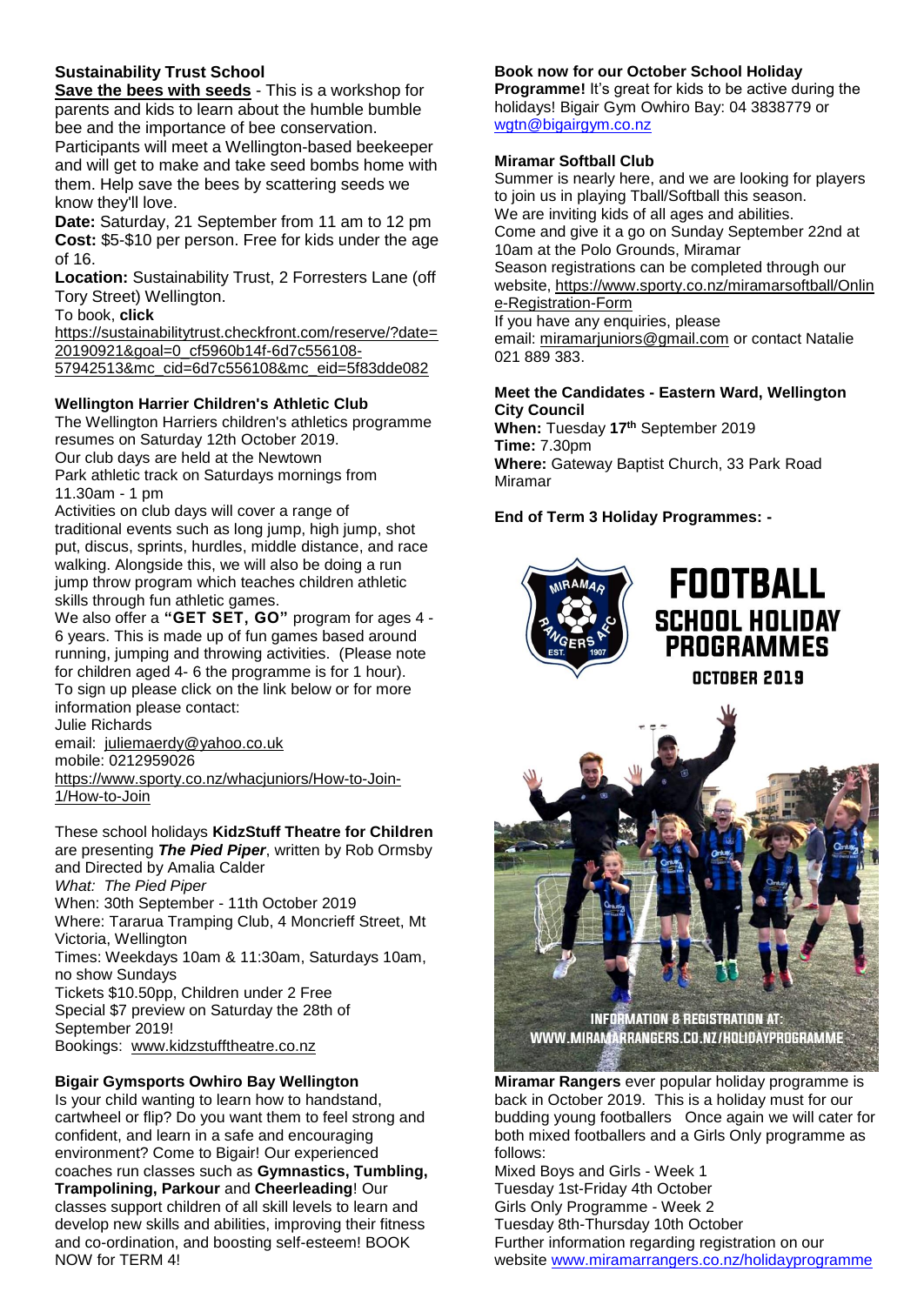**Sustainability Trust School**

**Save the bees with seeds** - This is a workshop for parents and kids to learn about the humble bumble bee and the importance of bee conservation. Participants will meet a Wellington-based beekeeper and will get to make and take seed bombs home with them. Help save the bees by scattering seeds we know they'll love.

**Date:** Saturday, 21 September from 11 am to 12 pm

**Cost:** $5-$10 per person. Free for kids under the age of 16.

**Location:** Sustainability Trust, 2 Forresters Lane (off Tory Street) Wellington.

To book, **click**

https://sustainabilitytrust.checkfront.com/reserve/?date=20190921&goal=0_cf5960b14f-6d7c556108-57942513&mc_cid=6d7c556108&mc_eid=5f83dde082

**Wellington Harrier Children's Athletic Club**

The Wellington Harriers children's athletics programme resumes on Saturday 12th October 2019.

Our club days are held at the Newtown Park athletic track on Saturdays mornings from 11.30am - 1 pm

Activities on club days will cover a range of traditional events such as long jump, high jump, shot put, discus, sprints, hurdles, middle distance, and race walking. Alongside this, we will also be doing a run jump throw program which teaches children athletic skills through fun athletic games.

We also offer a **"GET SET, GO"** program for ages 4 - 6 years. This is made up of fun games based around running, jumping and throwing activities. (Please note for children aged 4- 6 the programme is for 1 hour).

To sign up please click on the link below or for more information please contact:

Julie Richards

email: juliemaerdy@yahoo.co.uk

mobile: 0212959026

https://www.sporty.co.nz/whacjuniors/How-to-Join-1/How-to-Join

These school holidays **KidzStuff Theatre for Children** are presenting ***The Pied Piper***, written by Rob Ormsby and Directed by Amalia Calder

*What: The Pied Piper*

When: 30th September - 11th October 2019

Where: Tararua Tramping Club, 4 Moncrieff Street, Mt Victoria, Wellington

Times: Weekdays 10am & 11:30am, Saturdays 10am, no show Sundays

Tickets $10.50pp, Children under 2 Free

Special $7 preview on Saturday the 28th of September 2019!

Bookings: www.kidzstufftheatre.co.nz

**Bigair Gymsports Owhiro Bay Wellington**

Is your child wanting to learn how to handstand, cartwheel or flip? Do you want them to feel strong and confident, and learn in a safe and encouraging environment? Come to Bigair! Our experienced coaches run classes such as **Gymnastics, Tumbling, Trampolining, Parkour** and **Cheerleading**! Our classes support children of all skill levels to learn and develop new skills and abilities, improving their fitness and co-ordination, and boosting self-esteem! BOOK NOW for TERM 4!

**Book now for our October School Holiday Programme!** It's great for kids to be active during the holidays! Bigair Gym Owhiro Bay: 04 3838779 or wgtn@bigairgym.co.nz

**Miramar Softball Club**

Summer is nearly here, and we are looking for players to join us in playing Tball/Softball this season.

We are inviting kids of all ages and abilities.

Come and give it a go on Sunday September 22nd at 10am at the Polo Grounds, Miramar

Season registrations can be completed through our website, https://www.sporty.co.nz/miramarsoftball/Online-Registration-Form

If you have any enquiries, please email: miramarjuniors@gmail.com or contact Natalie 021 889 383.

**Meet the Candidates - Eastern Ward, Wellington City Council**

**When:** Tuesday **17th** September 2019

**Time:** 7.30pm

**Where:** Gateway Baptist Church, 33 Park Road Miramar

**End of Term 3 Holiday Programmes: -**

**FOOTBALL SCHOOL HOLIDAY PROGRAMMES**

**OCTOBER 2019**

**INFORMATION & REGISTRATION AT: WWW.MIRAMARRANGERS.CO.NZ/HOLIDAYPROGRAMME**

**Miramar Rangers** ever popular holiday programme is back in October 2019. This is a holiday must for our budding young footballers Once again we will cater for both mixed footballers and a Girls Only programme as follows:

Mixed Boys and Girls - Week 1

Tuesday 1st-Friday 4th October

Girls Only Programme - Week 2

Tuesday 8th-Thursday 10th October

Further information regarding registration on our website www.miramarrangers.co.nz/holidayprogramme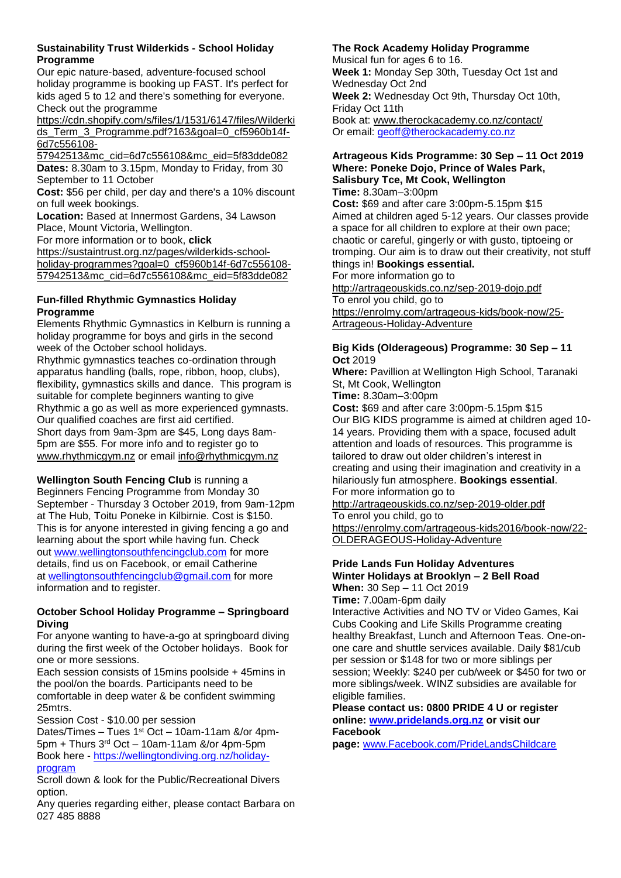### Sustainability Trust Wilderkids - School Holiday Programme

Our epic nature-based, adventure-focused school holiday programme is booking up FAST. It's perfect for kids aged 5 to 12 and there's something for everyone. Check out the programme

https://cdn.shopify.com/s/files/1/1531/6147/files/Wilderkids_Term_3_Programme.pdf?163&goal=0_cf5960b14f-6d7c556108-57942513&mc_cid=6d7c556108&mc_eid=5f83dde082

**Dates:** 8.30am to 3.15pm, Monday to Friday, from 30 September to 11 October

**Cost:** $56 per child, per day and there's a 10% discount on full week bookings.

**Location:** Based at Innermost Gardens, 34 Lawson Place, Mount Victoria, Wellington.

For more information or to book, **click** https://sustaintrust.org.nz/pages/wilderkids-school-holiday-programmes?goal=0_cf5960b14f-6d7c556108-57942513&mc_cid=6d7c556108&mc_eid=5f83dde082

### Fun-filled Rhythmic Gymnastics Holiday Programme

Elements Rhythmic Gymnastics in Kelburn is running a holiday programme for boys and girls in the second week of the October school holidays.

Rhythmic gymnastics teaches co-ordination through apparatus handling (balls, rope, ribbon, hoop, clubs), flexibility, gymnastics skills and dance. This program is suitable for complete beginners wanting to give Rhythmic a go as well as more experienced gymnasts. Our qualified coaches are first aid certified.

Short days from 9am-3pm are $45, Long days 8am-5pm are $55. For more info and to register go to www.rhythmicgym.nz or email info@rhythmicgym.nz

**Wellington South Fencing Club** is running a Beginners Fencing Programme from Monday 30 September - Thursday 3 October 2019, from 9am-12pm at The Hub, Toitu Poneke in Kilbirnie. Cost is $150. This is for anyone interested in giving fencing a go and learning about the sport while having fun. Check out www.wellingtonsouthfencingclub.com for more details, find us on Facebook, or email Catherine at wellingtonsouthfencingclub@gmail.com for more information and to register.

### October School Holiday Programme – Springboard Diving

For anyone wanting to have-a-go at springboard diving during the first week of the October holidays. Book for one or more sessions.

Each session consists of 15mins poolside + 45mins in the pool/on the boards. Participants need to be comfortable in deep water & be confident swimming 25mtrs.

Session Cost - $10.00 per session

Dates/Times – Tues 1st Oct – 10am-11am &/or 4pm-5pm + Thurs 3rd Oct – 10am-11am &/or 4pm-5pm

Book here - https://wellingtondiving.org.nz/holiday-program

Scroll down & look for the Public/Recreational Divers option.

Any queries regarding either, please contact Barbara on 027 485 8888

### The Rock Academy Holiday Programme

Musical fun for ages 6 to 16.

**Week 1:** Monday Sep 30th, Tuesday Oct 1st and Wednesday Oct 2nd

**Week 2:** Wednesday Oct 9th, Thursday Oct 10th, Friday Oct 11th

Book at: www.therockacademy.co.nz/contact/

Or email: geoff@therockacademy.co.nz

### Artrageous Kids Programme: 30 Sep – 11 Oct 2019
**Where: Poneke Dojo, Prince of Wales Park, Salisbury Tce, Mt Cook, Wellington**

**Time:** 8.30am–3:00pm

**Cost:** $69 and after care 3:00pm-5.15pm $15

Aimed at children aged 5-12 years. Our classes provide a space for all children to explore at their own pace; chaotic or careful, gingerly or with gusto, tiptoeing or tromping. Our aim is to draw out their creativity, not stuff things in! **Bookings essential.**

For more information go to http://artrageouskids.co.nz/sep-2019-dojo.pdf

To enrol you child, go to https://enrolmy.com/artrageous-kids/book-now/25-Artrageous-Holiday-Adventure

### Big Kids (Olderageous) Programme: 30 Sep – 11 Oct 2019

**Where:** Pavillion at Wellington High School, Taranaki St, Mt Cook, Wellington

**Time:** 8.30am–3:00pm

**Cost:** $69 and after care 3:00pm-5.15pm $15

Our BIG KIDS programme is aimed at children aged 10-14 years. Providing them with a space, focused adult attention and loads of resources. This programme is tailored to draw out older children's interest in creating and using their imagination and creativity in a hilariously fun atmosphere. **Bookings essential**.

For more information go to http://artrageouskids.co.nz/sep-2019-older.pdf

To enrol you child, go to https://enrolmy.com/artrageous-kids2016/book-now/22-OLDERAGEOUS-Holiday-Adventure

### Pride Lands Fun Holiday Adventures
**Winter Holidays at Brooklyn – 2 Bell Road**

**When:** 30 Sep – 11 Oct 2019

**Time:** 7.00am-6pm daily

Interactive Activities and NO TV or Video Games, Kai Cubs Cooking and Life Skills Programme creating healthy Breakfast, Lunch and Afternoon Teas. One-on-one care and shuttle services available. Daily $81/cub per session or $148 for two or more siblings per session; Weekly: $240 per cub/week or $450 for two or more siblings/week. WINZ subsidies are available for eligible families.

**Please contact us: 0800 PRIDE 4 U or register online: www.pridelands.org.nz or visit our Facebook page:** www.Facebook.com/PrideLandsChildcare